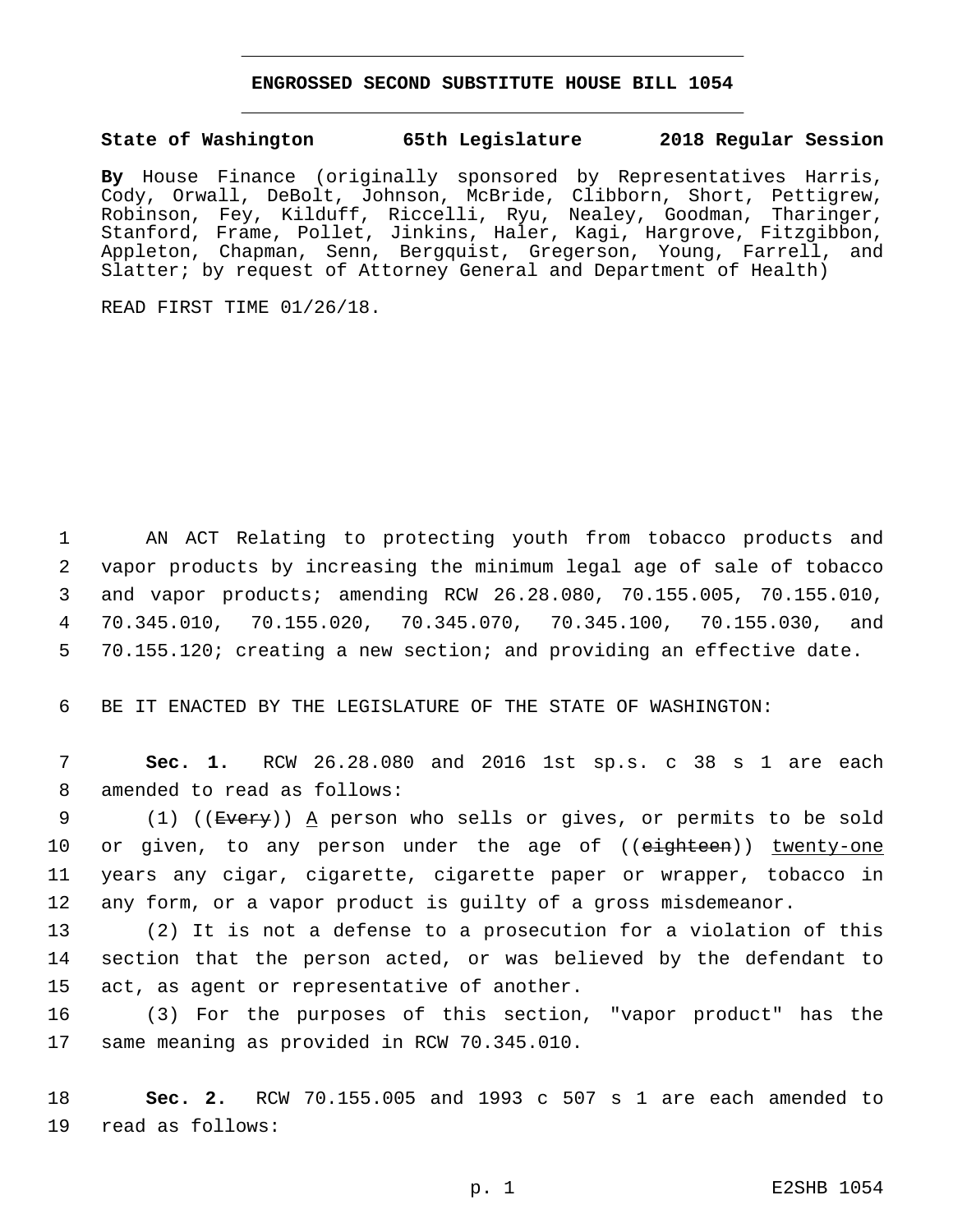# ENGROSSED SECOND SUBSTITUTE HOUSE BILL 1054

**State of Washington 65th Legislature 2018 Regular Session**

**By** House Finance (originally sponsored by Representatives Harris, Cody, Orwall, DeBolt, Johnson, McBride, Clibborn, Short, Pettigrew, Robinson, Fey, Kilduff, Riccelli, Ryu, Nealey, Goodman, Tharinger, Stanford, Frame, Pollet, Jinkins, Haler, Kagi, Hargrove, Fitzgibbon, Appleton, Chapman, Senn, Bergquist, Gregerson, Young, Farrell, and Slatter; by request of Attorney General and Department of Health)

READ FIRST TIME 01/26/18.

1 AN ACT Relating to protecting youth from tobacco products and
2 vapor products by increasing the minimum legal age of sale of tobacco
3 and vapor products; amending RCW 26.28.080, 70.155.005, 70.155.010,
4 70.345.010, 70.155.020, 70.345.070, 70.345.100, 70.155.030, and
5 70.155.120; creating a new section; and providing an effective date.

6 BE IT ENACTED BY THE LEGISLATURE OF THE STATE OF WASHINGTON:

7 **Sec. 1.** RCW 26.28.080 and 2016 1st sp.s. c 38 s 1 are each
8 amended to read as follows:

9 (1) ((~~Every~~)) A person who sells or gives, or permits to be sold
10 or given, to any person under the age of ((~~eighteen~~)) twenty-one
11 years any cigar, cigarette, cigarette paper or wrapper, tobacco in
12 any form, or a vapor product is guilty of a gross misdemeanor.

13 (2) It is not a defense to a prosecution for a violation of this
14 section that the person acted, or was believed by the defendant to
15 act, as agent or representative of another.

16 (3) For the purposes of this section, "vapor product" has the
17 same meaning as provided in RCW 70.345.010.

18 **Sec. 2.** RCW 70.155.005 and 1993 c 507 s 1 are each amended to
19 read as follows: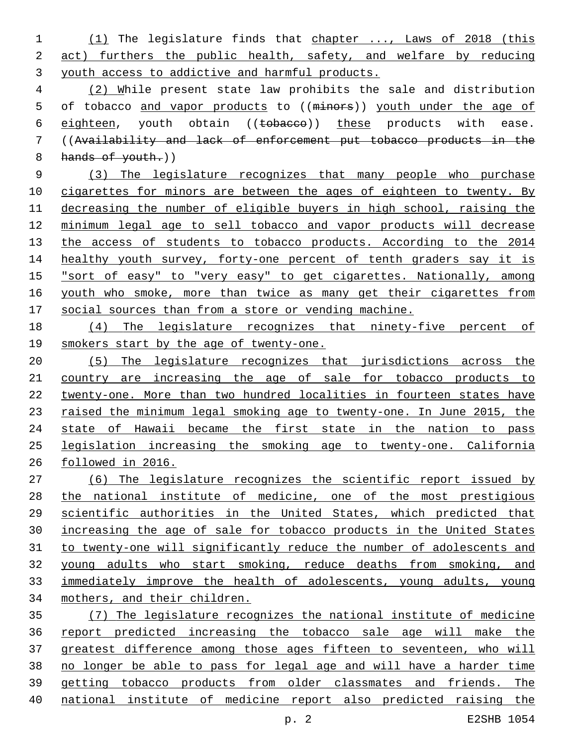(1) The legislature finds that chapter ..., Laws of 2018 (this act) furthers the public health, safety, and welfare by reducing youth access to addictive and harmful products.

(2) While present state law prohibits the sale and distribution of tobacco and vapor products to ((minors)) youth under the age of eighteen, youth obtain ((tobacco)) these products with ease. ((Availability and lack of enforcement put tobacco products in the hands of youth.))

(3) The legislature recognizes that many people who purchase cigarettes for minors are between the ages of eighteen to twenty. By decreasing the number of eligible buyers in high school, raising the minimum legal age to sell tobacco and vapor products will decrease the access of students to tobacco products. According to the 2014 healthy youth survey, forty-one percent of tenth graders say it is "sort of easy" to "very easy" to get cigarettes. Nationally, among youth who smoke, more than twice as many get their cigarettes from social sources than from a store or vending machine.

(4) The legislature recognizes that ninety-five percent of smokers start by the age of twenty-one.

(5) The legislature recognizes that jurisdictions across the country are increasing the age of sale for tobacco products to twenty-one. More than two hundred localities in fourteen states have raised the minimum legal smoking age to twenty-one. In June 2015, the state of Hawaii became the first state in the nation to pass legislation increasing the smoking age to twenty-one. California followed in 2016.

(6) The legislature recognizes the scientific report issued by the national institute of medicine, one of the most prestigious scientific authorities in the United States, which predicted that increasing the age of sale for tobacco products in the United States to twenty-one will significantly reduce the number of adolescents and young adults who start smoking, reduce deaths from smoking, and immediately improve the health of adolescents, young adults, young mothers, and their children.

(7) The legislature recognizes the national institute of medicine report predicted increasing the tobacco sale age will make the greatest difference among those ages fifteen to seventeen, who will no longer be able to pass for legal age and will have a harder time getting tobacco products from older classmates and friends. The national institute of medicine report also predicted raising the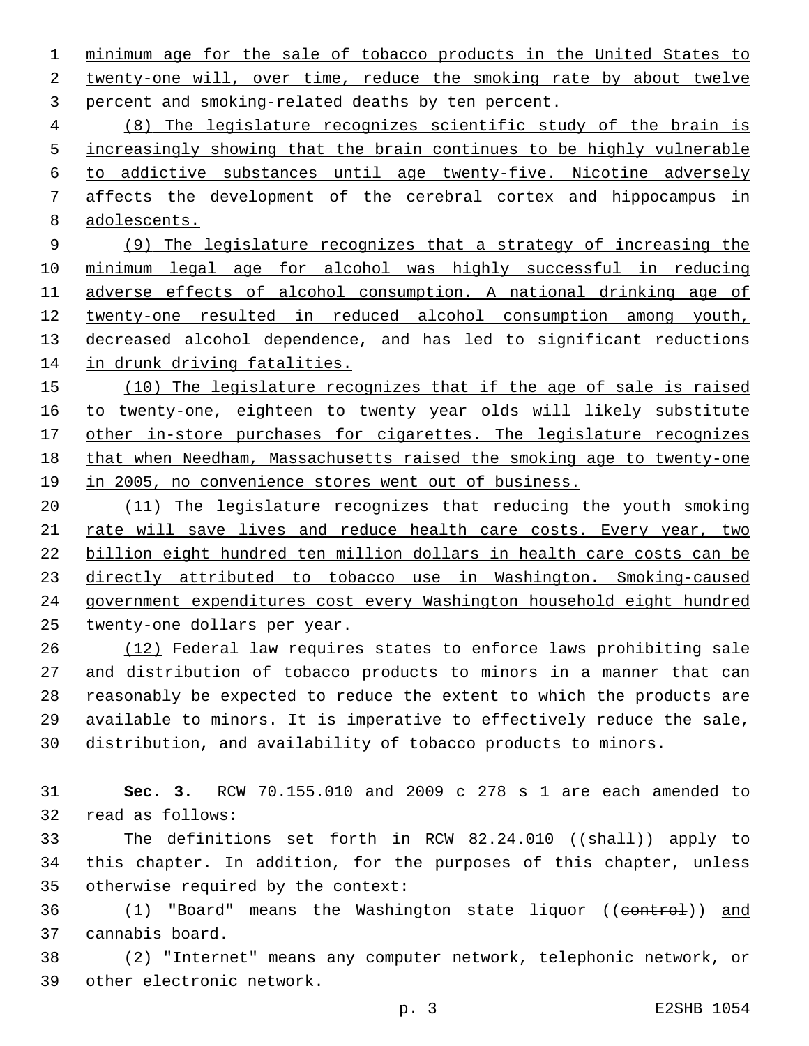minimum age for the sale of tobacco products in the United States to twenty-one will, over time, reduce the smoking rate by about twelve percent and smoking-related deaths by ten percent.

(8) The legislature recognizes scientific study of the brain is increasingly showing that the brain continues to be highly vulnerable to addictive substances until age twenty-five. Nicotine adversely affects the development of the cerebral cortex and hippocampus in adolescents.

(9) The legislature recognizes that a strategy of increasing the minimum legal age for alcohol was highly successful in reducing adverse effects of alcohol consumption. A national drinking age of twenty-one resulted in reduced alcohol consumption among youth, decreased alcohol dependence, and has led to significant reductions in drunk driving fatalities.

(10) The legislature recognizes that if the age of sale is raised to twenty-one, eighteen to twenty year olds will likely substitute other in-store purchases for cigarettes. The legislature recognizes that when Needham, Massachusetts raised the smoking age to twenty-one in 2005, no convenience stores went out of business.

(11) The legislature recognizes that reducing the youth smoking rate will save lives and reduce health care costs. Every year, two billion eight hundred ten million dollars in health care costs can be directly attributed to tobacco use in Washington. Smoking-caused government expenditures cost every Washington household eight hundred twenty-one dollars per year.

(12) Federal law requires states to enforce laws prohibiting sale and distribution of tobacco products to minors in a manner that can reasonably be expected to reduce the extent to which the products are available to minors. It is imperative to effectively reduce the sale, distribution, and availability of tobacco products to minors.

**Sec. 3.** RCW 70.155.010 and 2009 c 278 s 1 are each amended to read as follows:

The definitions set forth in RCW 82.24.010 ((~~shall~~)) apply to this chapter. In addition, for the purposes of this chapter, unless otherwise required by the context:

(1) "Board" means the Washington state liquor ((~~control~~)) and cannabis board.

(2) "Internet" means any computer network, telephonic network, or other electronic network.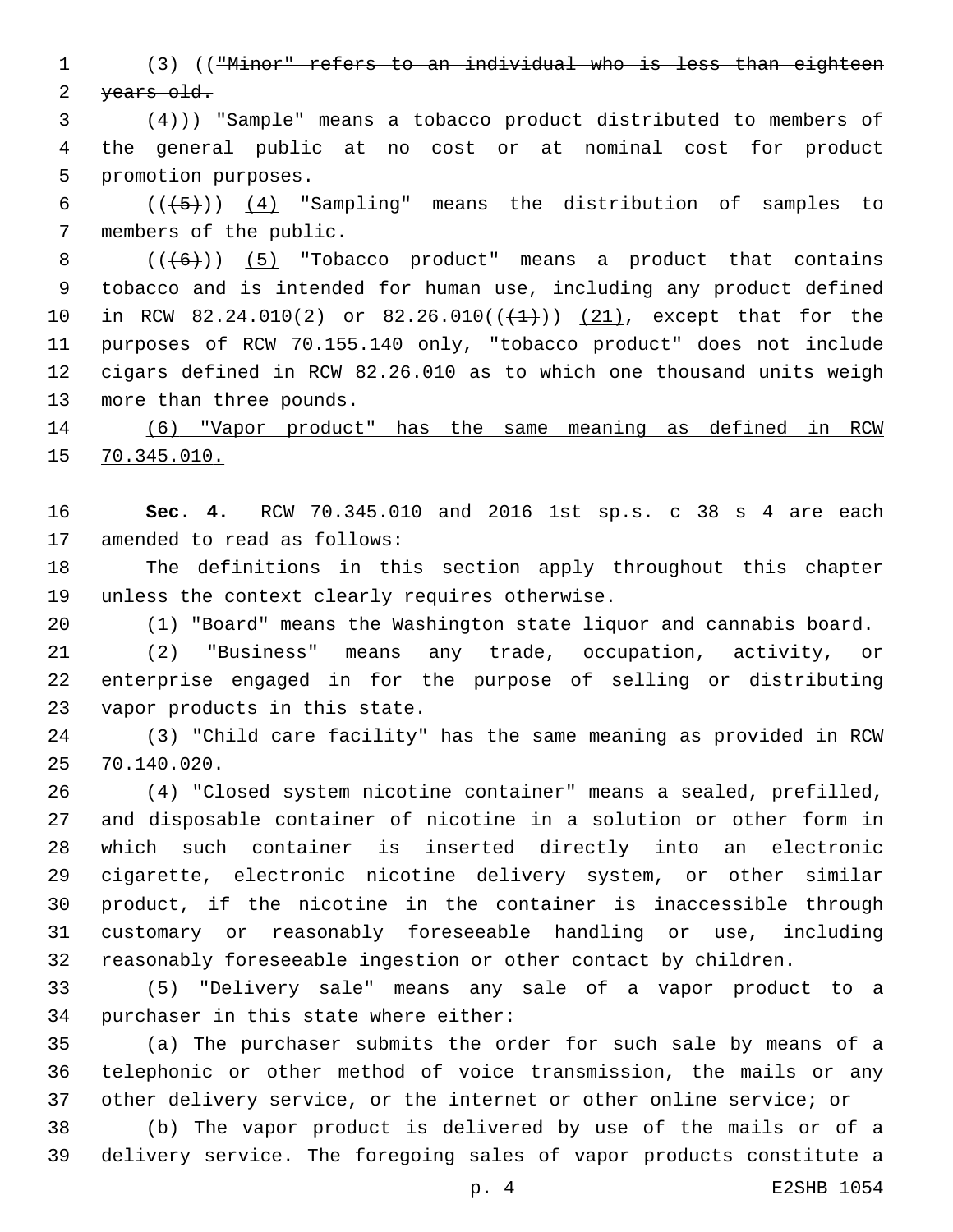(3) ((~~"Minor" refers to an individual who is less than eighteen years old.~~

~~(4)~~)) "Sample" means a tobacco product distributed to members of the general public at no cost or at nominal cost for product promotion purposes.

((~~(5)~~)) <u>(4)</u> "Sampling" means the distribution of samples to members of the public.

((~~(6)~~)) <u>(5)</u> "Tobacco product" means a product that contains tobacco and is intended for human use, including any product defined in RCW 82.24.010(2) or 82.26.010((~~(1)~~)) <u>(21)</u>, except that for the purposes of RCW 70.155.140 only, "tobacco product" does not include cigars defined in RCW 82.26.010 as to which one thousand units weigh more than three pounds.

<u>(6) "Vapor product" has the same meaning as defined in RCW 70.345.010.</u>

**Sec. 4.** RCW 70.345.010 and 2016 1st sp.s. c 38 s 4 are each amended to read as follows:

The definitions in this section apply throughout this chapter unless the context clearly requires otherwise.

(1) "Board" means the Washington state liquor and cannabis board.

(2) "Business" means any trade, occupation, activity, or enterprise engaged in for the purpose of selling or distributing vapor products in this state.

(3) "Child care facility" has the same meaning as provided in RCW 70.140.020.

(4) "Closed system nicotine container" means a sealed, prefilled, and disposable container of nicotine in a solution or other form in which such container is inserted directly into an electronic cigarette, electronic nicotine delivery system, or other similar product, if the nicotine in the container is inaccessible through customary or reasonably foreseeable handling or use, including reasonably foreseeable ingestion or other contact by children.

(5) "Delivery sale" means any sale of a vapor product to a purchaser in this state where either:

(a) The purchaser submits the order for such sale by means of a telephonic or other method of voice transmission, the mails or any other delivery service, or the internet or other online service; or

(b) The vapor product is delivered by use of the mails or of a delivery service. The foregoing sales of vapor products constitute a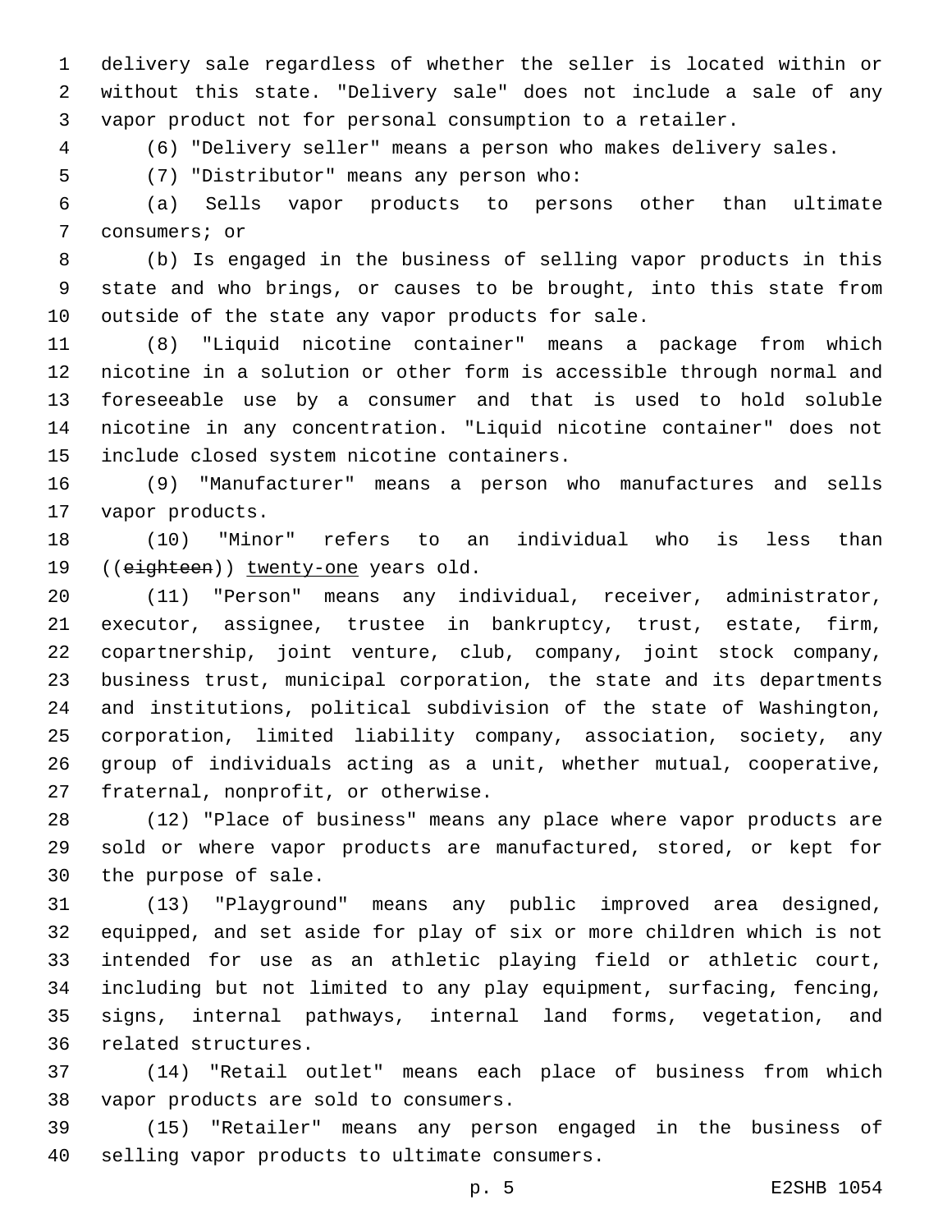delivery sale regardless of whether the seller is located within or without this state. "Delivery sale" does not include a sale of any vapor product not for personal consumption to a retailer.

(6) "Delivery seller" means a person who makes delivery sales.

(7) "Distributor" means any person who:

(a) Sells vapor products to persons other than ultimate consumers; or

(b) Is engaged in the business of selling vapor products in this state and who brings, or causes to be brought, into this state from outside of the state any vapor products for sale.

(8) "Liquid nicotine container" means a package from which nicotine in a solution or other form is accessible through normal and foreseeable use by a consumer and that is used to hold soluble nicotine in any concentration. "Liquid nicotine container" does not include closed system nicotine containers.

(9) "Manufacturer" means a person who manufactures and sells vapor products.

(10) "Minor" refers to an individual who is less than ((~~eighteen~~)) <u>twenty-one</u> years old.

(11) "Person" means any individual, receiver, administrator, executor, assignee, trustee in bankruptcy, trust, estate, firm, copartnership, joint venture, club, company, joint stock company, business trust, municipal corporation, the state and its departments and institutions, political subdivision of the state of Washington, corporation, limited liability company, association, society, any group of individuals acting as a unit, whether mutual, cooperative, fraternal, nonprofit, or otherwise.

(12) "Place of business" means any place where vapor products are sold or where vapor products are manufactured, stored, or kept for the purpose of sale.

(13) "Playground" means any public improved area designed, equipped, and set aside for play of six or more children which is not intended for use as an athletic playing field or athletic court, including but not limited to any play equipment, surfacing, fencing, signs, internal pathways, internal land forms, vegetation, and related structures.

(14) "Retail outlet" means each place of business from which vapor products are sold to consumers.

(15) "Retailer" means any person engaged in the business of selling vapor products to ultimate consumers.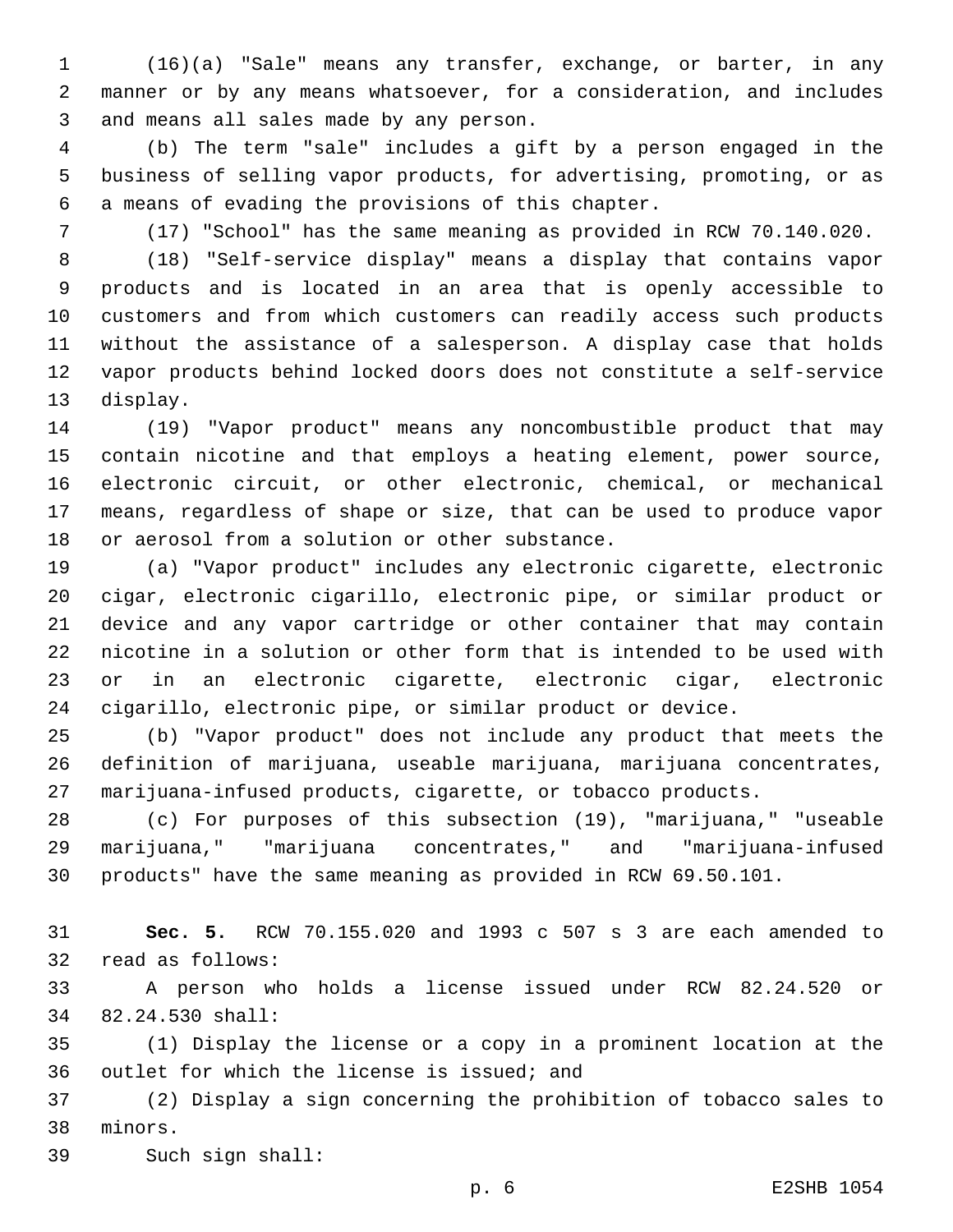(16)(a) "Sale" means any transfer, exchange, or barter, in any manner or by any means whatsoever, for a consideration, and includes and means all sales made by any person.

(b) The term "sale" includes a gift by a person engaged in the business of selling vapor products, for advertising, promoting, or as a means of evading the provisions of this chapter.

(17) "School" has the same meaning as provided in RCW 70.140.020.

(18) "Self-service display" means a display that contains vapor products and is located in an area that is openly accessible to customers and from which customers can readily access such products without the assistance of a salesperson. A display case that holds vapor products behind locked doors does not constitute a self-service display.

(19) "Vapor product" means any noncombustible product that may contain nicotine and that employs a heating element, power source, electronic circuit, or other electronic, chemical, or mechanical means, regardless of shape or size, that can be used to produce vapor or aerosol from a solution or other substance.

(a) "Vapor product" includes any electronic cigarette, electronic cigar, electronic cigarillo, electronic pipe, or similar product or device and any vapor cartridge or other container that may contain nicotine in a solution or other form that is intended to be used with or in an electronic cigarette, electronic cigar, electronic cigarillo, electronic pipe, or similar product or device.

(b) "Vapor product" does not include any product that meets the definition of marijuana, useable marijuana, marijuana concentrates, marijuana-infused products, cigarette, or tobacco products.

(c) For purposes of this subsection (19), "marijuana," "useable marijuana," "marijuana concentrates," and "marijuana-infused products" have the same meaning as provided in RCW 69.50.101.

**Sec. 5.** RCW 70.155.020 and 1993 c 507 s 3 are each amended to read as follows:

A person who holds a license issued under RCW 82.24.520 or 82.24.530 shall:

(1) Display the license or a copy in a prominent location at the outlet for which the license is issued; and

(2) Display a sign concerning the prohibition of tobacco sales to minors.

Such sign shall: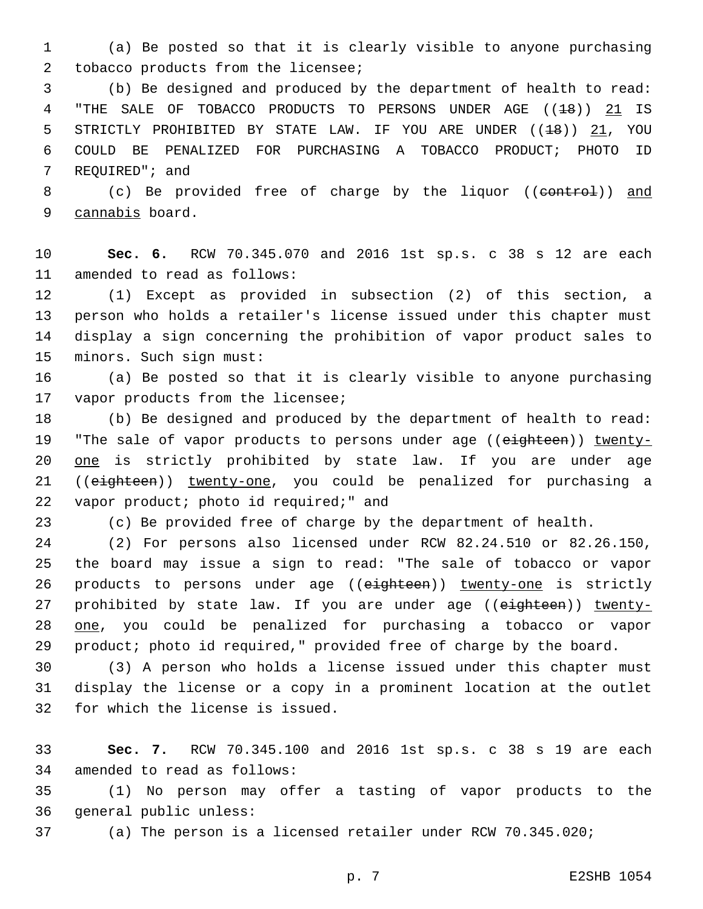(a) Be posted so that it is clearly visible to anyone purchasing tobacco products from the licensee;

(b) Be designed and produced by the department of health to read: "THE SALE OF TOBACCO PRODUCTS TO PERSONS UNDER AGE ((~~18~~)) <u>21</u> IS STRICTLY PROHIBITED BY STATE LAW. IF YOU ARE UNDER ((~~18~~)) <u>21</u>, YOU COULD BE PENALIZED FOR PURCHASING A TOBACCO PRODUCT; PHOTO ID REQUIRED"; and

(c) Be provided free of charge by the liquor ((~~control~~)) <u>and cannabis</u> board.

**Sec. 6.** RCW 70.345.070 and 2016 1st sp.s. c 38 s 12 are each amended to read as follows:

(1) Except as provided in subsection (2) of this section, a person who holds a retailer's license issued under this chapter must display a sign concerning the prohibition of vapor product sales to minors. Such sign must:

(a) Be posted so that it is clearly visible to anyone purchasing vapor products from the licensee;

(b) Be designed and produced by the department of health to read: "The sale of vapor products to persons under age ((~~eighteen~~)) <u>twenty-one</u> is strictly prohibited by state law. If you are under age ((~~eighteen~~)) <u>twenty-one</u>, you could be penalized for purchasing a vapor product; photo id required;" and

(c) Be provided free of charge by the department of health.

(2) For persons also licensed under RCW 82.24.510 or 82.26.150, the board may issue a sign to read: "The sale of tobacco or vapor products to persons under age ((~~eighteen~~)) <u>twenty-one</u> is strictly prohibited by state law. If you are under age ((~~eighteen~~)) <u>twenty-one</u>, you could be penalized for purchasing a tobacco or vapor product; photo id required," provided free of charge by the board.

(3) A person who holds a license issued under this chapter must display the license or a copy in a prominent location at the outlet for which the license is issued.

**Sec. 7.** RCW 70.345.100 and 2016 1st sp.s. c 38 s 19 are each amended to read as follows:

(1) No person may offer a tasting of vapor products to the general public unless:

(a) The person is a licensed retailer under RCW 70.345.020;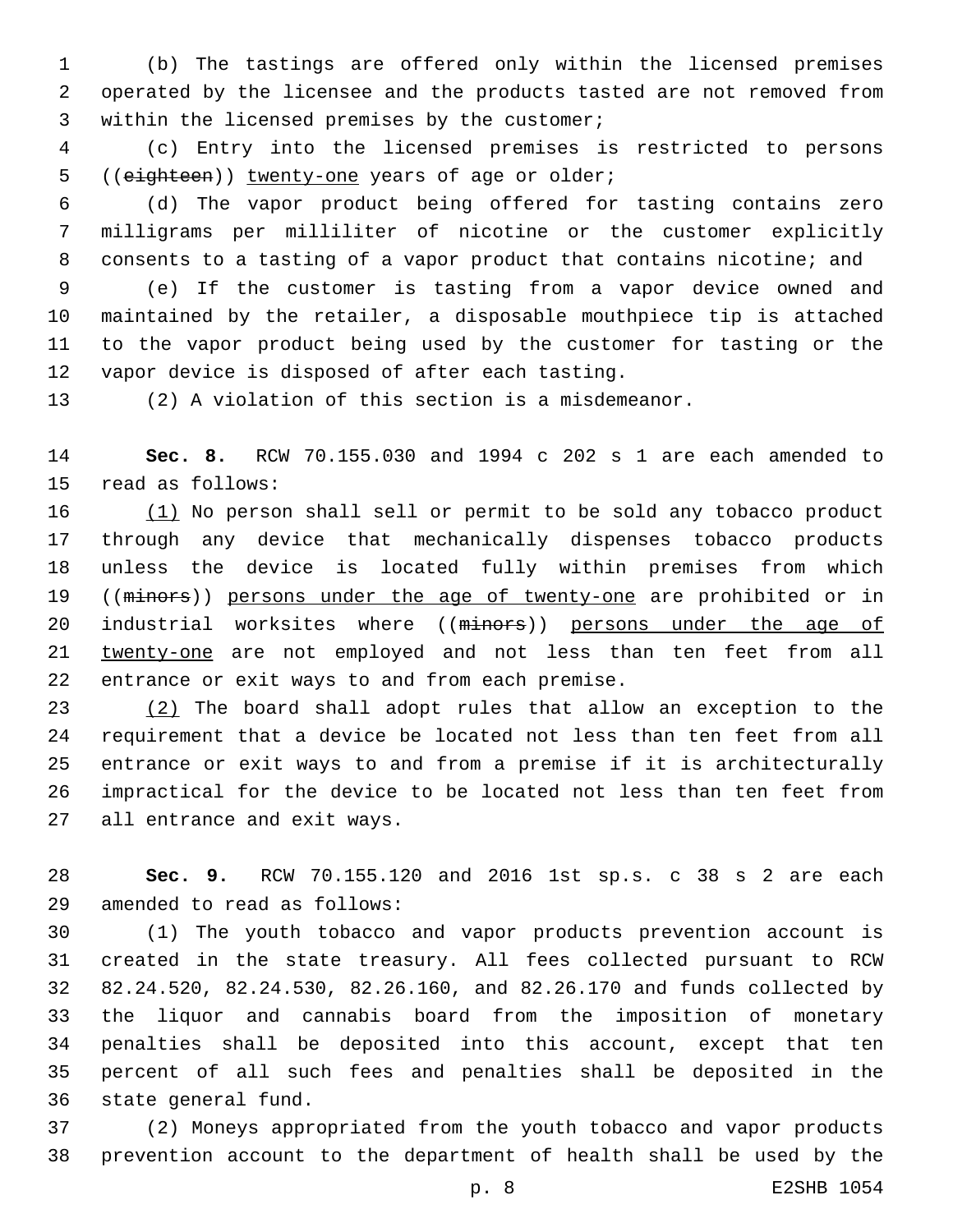(b) The tastings are offered only within the licensed premises operated by the licensee and the products tasted are not removed from within the licensed premises by the customer;

(c) Entry into the licensed premises is restricted to persons ((~~eighteen~~)) <u>twenty-one</u> years of age or older;

(d) The vapor product being offered for tasting contains zero milligrams per milliliter of nicotine or the customer explicitly consents to a tasting of a vapor product that contains nicotine; and

(e) If the customer is tasting from a vapor device owned and maintained by the retailer, a disposable mouthpiece tip is attached to the vapor product being used by the customer for tasting or the vapor device is disposed of after each tasting.

(2) A violation of this section is a misdemeanor.

**Sec. 8.** RCW 70.155.030 and 1994 c 202 s 1 are each amended to read as follows:

<u>(1)</u> No person shall sell or permit to be sold any tobacco product through any device that mechanically dispenses tobacco products unless the device is located fully within premises from which ((~~minors~~)) <u>persons under the age of twenty-one</u> are prohibited or in industrial worksites where ((~~minors~~)) <u>persons under the age of twenty-one</u> are not employed and not less than ten feet from all entrance or exit ways to and from each premise.

<u>(2)</u> The board shall adopt rules that allow an exception to the requirement that a device be located not less than ten feet from all entrance or exit ways to and from a premise if it is architecturally impractical for the device to be located not less than ten feet from all entrance and exit ways.

**Sec. 9.** RCW 70.155.120 and 2016 1st sp.s. c 38 s 2 are each amended to read as follows:

(1) The youth tobacco and vapor products prevention account is created in the state treasury. All fees collected pursuant to RCW 82.24.520, 82.24.530, 82.26.160, and 82.26.170 and funds collected by the liquor and cannabis board from the imposition of monetary penalties shall be deposited into this account, except that ten percent of all such fees and penalties shall be deposited in the state general fund.

(2) Moneys appropriated from the youth tobacco and vapor products prevention account to the department of health shall be used by the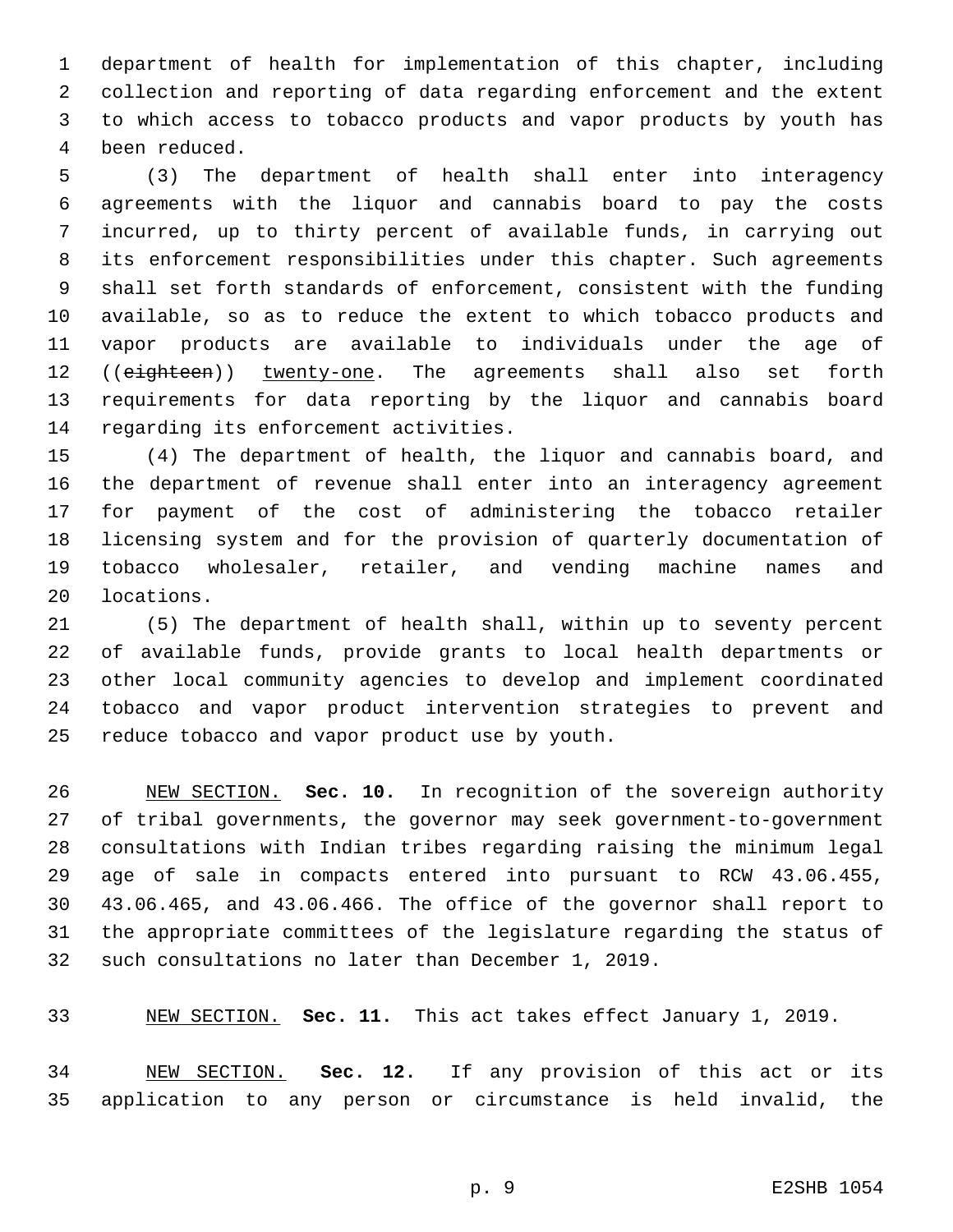department of health for implementation of this chapter, including collection and reporting of data regarding enforcement and the extent to which access to tobacco products and vapor products by youth has been reduced.

(3) The department of health shall enter into interagency agreements with the liquor and cannabis board to pay the costs incurred, up to thirty percent of available funds, in carrying out its enforcement responsibilities under this chapter. Such agreements shall set forth standards of enforcement, consistent with the funding available, so as to reduce the extent to which tobacco products and vapor products are available to individuals under the age of ((~~eighteen~~)) <u>twenty-one</u>. The agreements shall also set forth requirements for data reporting by the liquor and cannabis board regarding its enforcement activities.

(4) The department of health, the liquor and cannabis board, and the department of revenue shall enter into an interagency agreement for payment of the cost of administering the tobacco retailer licensing system and for the provision of quarterly documentation of tobacco wholesaler, retailer, and vending machine names and locations.

(5) The department of health shall, within up to seventy percent of available funds, provide grants to local health departments or other local community agencies to develop and implement coordinated tobacco and vapor product intervention strategies to prevent and reduce tobacco and vapor product use by youth.

<u>NEW SECTION.</u> **Sec. 10.** In recognition of the sovereign authority of tribal governments, the governor may seek government-to-government consultations with Indian tribes regarding raising the minimum legal age of sale in compacts entered into pursuant to RCW 43.06.455, 43.06.465, and 43.06.466. The office of the governor shall report to the appropriate committees of the legislature regarding the status of such consultations no later than December 1, 2019.

<u>NEW SECTION.</u> **Sec. 11.** This act takes effect January 1, 2019.

<u>NEW SECTION.</u> **Sec. 12.** If any provision of this act or its application to any person or circumstance is held invalid, the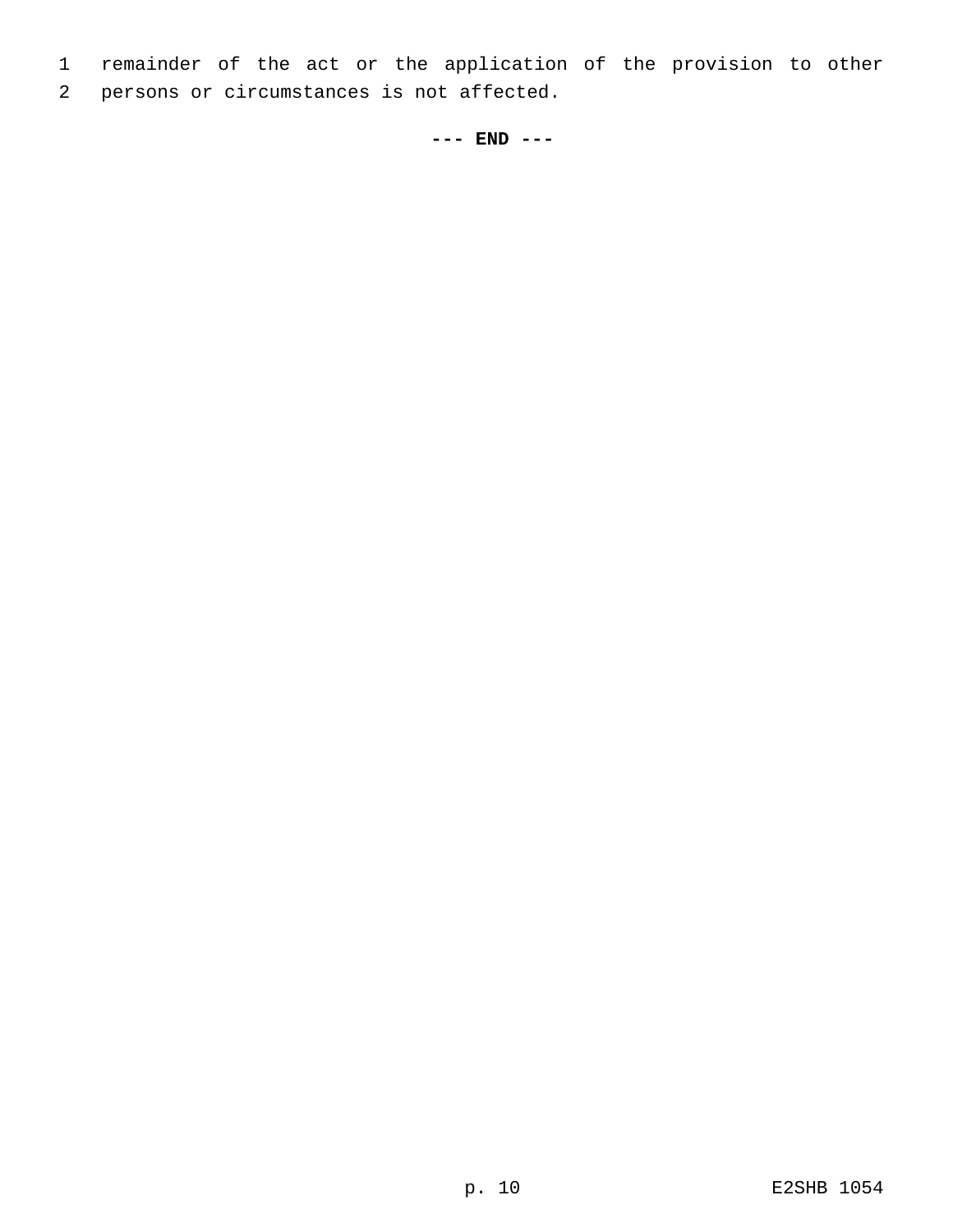remainder of the act or the application of the provision to other persons or circumstances is not affected.

**--- END ---**